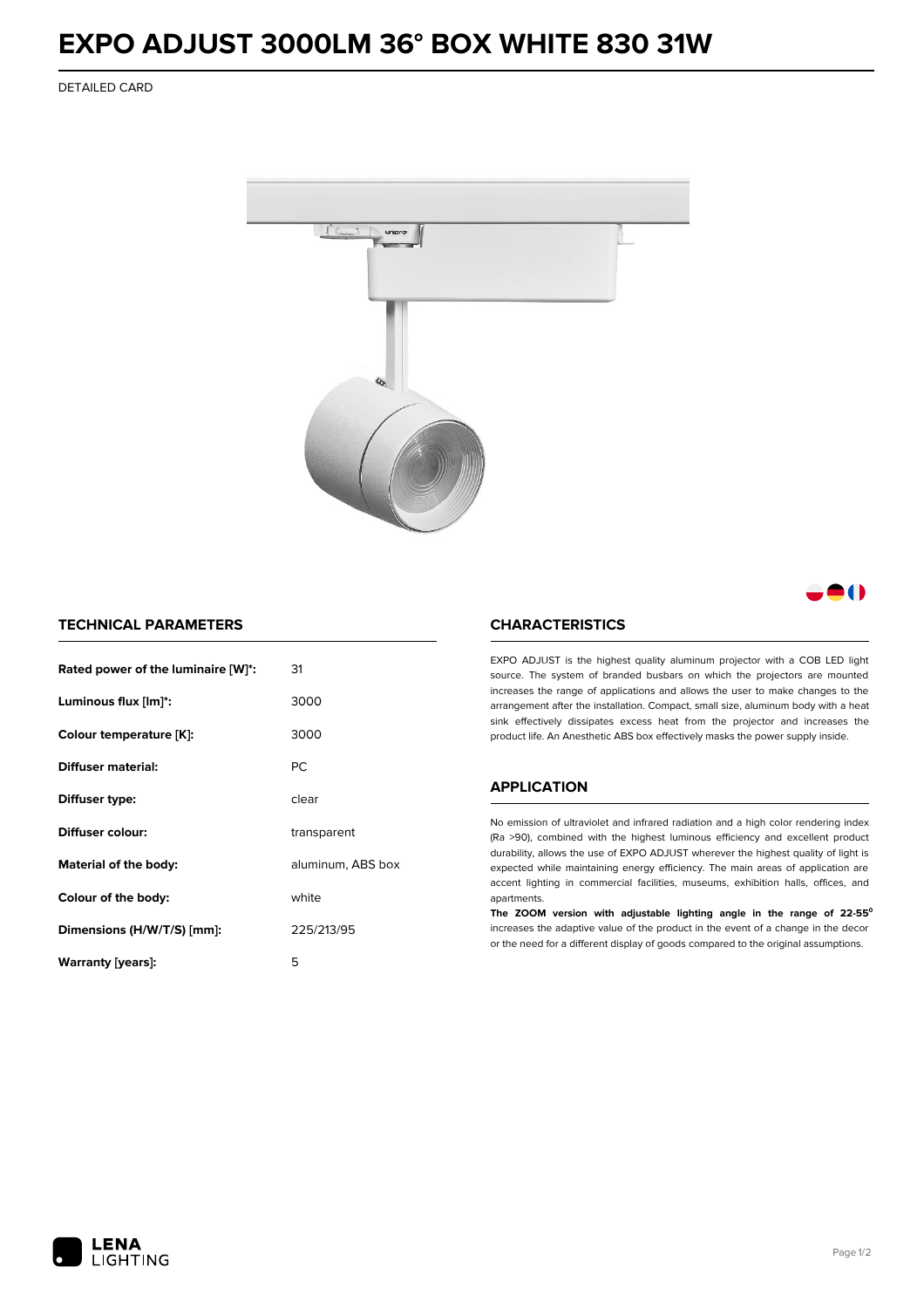# EXPO ADJUST 3000LM 36° BOX WHITE 830 31W

DETAILED CARD

## TECHNICAL PARAMETERS

| | |
|---|---|
| **Rated power of the luminaire [W]*:** | 31 |
| **Luminous flux [lm]*:** | 3000 |
| **Colour temperature [K]:** | 3000 |
| **Diffuser material:** | PC |
| **Diffuser type:** | clear |
| **Diffuser colour:** | transparent |
| **Material of the body:** | aluminum, ABS box |
| **Colour of the body:** | white |
| **Dimensions (H/W/T/S) [mm]:** | 225/213/95 |
| **Warranty [years]:** | 5 |

## CHARACTERISTICS

EXPO ADJUST is the highest quality aluminum projector with a COB LED light source. The system of branded busbars on which the projectors are mounted increases the range of applications and allows the user to make changes to the arrangement after the installation. Compact, small size, aluminum body with a heat sink effectively dissipates excess heat from the projector and increases the product life. An Anesthetic ABS box effectively masks the power supply inside.

## APPLICATION

No emission of ultraviolet and infrared radiation and a high color rendering index (Ra >90), combined with the highest luminous efficiency and excellent product durability, allows the use of EXPO ADJUST wherever the highest quality of light is expected while maintaining energy efficiency. The main areas of application are accent lighting in commercial facilities, museums, exhibition halls, offices, and apartments.

**The ZOOM version with adjustable lighting angle in the range of 22-55°** increases the adaptive value of the product in the event of a change in the decor or the need for a different display of goods compared to the original assumptions.

LENA LIGHTING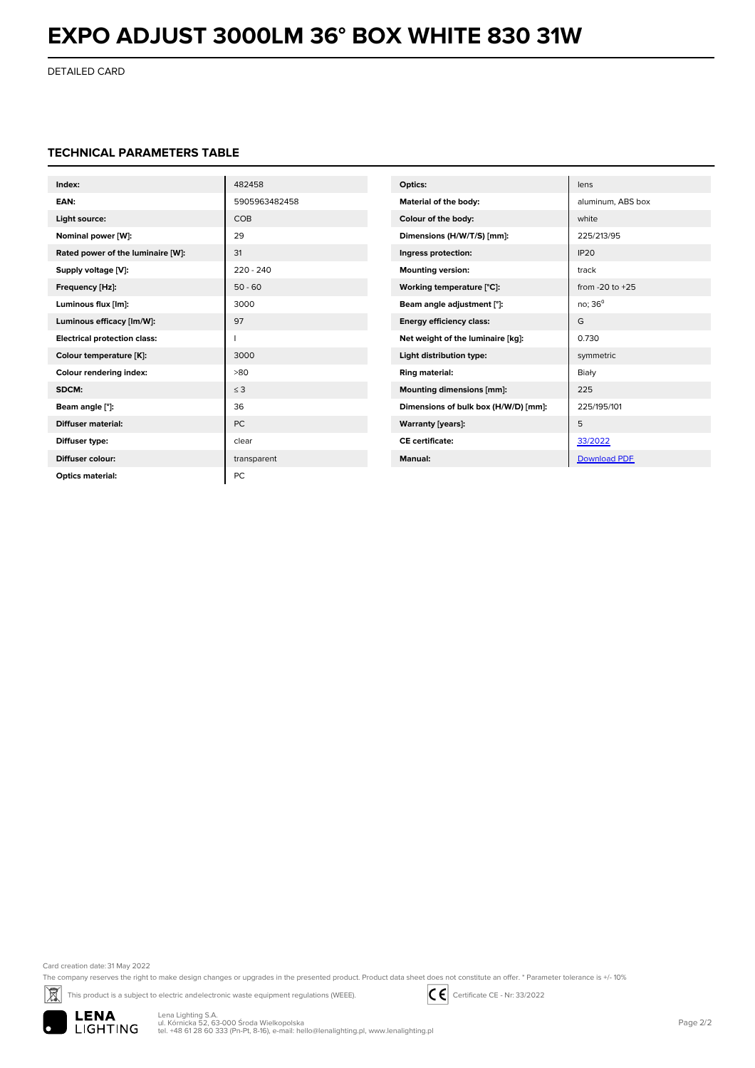# EXPO ADJUST 3000LM 36° BOX WHITE 830 31W

DETAILED CARD

### TECHNICAL PARAMETERS TABLE

| | |
|---|---|
| **Index:** | 482458 |
| **EAN:** | 5905963482458 |
| **Light source:** | COB |
| **Nominal power [W]:** | 29 |
| **Rated power of the luminaire [W]:** | 31 |
| **Supply voltage [V]:** | 220 - 240 |
| **Frequency [Hz]:** | 50 - 60 |
| **Luminous flux [lm]:** | 3000 |
| **Luminous efficacy [lm/W]:** | 97 |
| **Electrical protection class:** | I |
| **Colour temperature [K]:** | 3000 |
| **Colour rendering index:** | >80 |
| **SDCM:** | ≤ 3 |
| **Beam angle [°]:** | 36 |
| **Diffuser material:** | PC |
| **Diffuser type:** | clear |
| **Diffuser colour:** | transparent |
| **Optics material:** | PC |

| | |
|---|---|
| **Optics:** | lens |
| **Material of the body:** | aluminum, ABS box |
| **Colour of the body:** | white |
| **Dimensions (H/W/T/S) [mm]:** | 225/213/95 |
| **Ingress protection:** | IP20 |
| **Mounting version:** | track |
| **Working temperature [°C]:** | from -20 to +25 |
| **Beam angle adjustment [°]:** | no; 36° |
| **Energy efficiency class:** | G |
| **Net weight of the luminaire [kg]:** | 0.730 |
| **Light distribution type:** | symmetric |
| **Ring material:** | Biały |
| **Mounting dimensions [mm]:** | 225 |
| **Dimensions of bulk box (H/W/D) [mm]:** | 225/195/101 |
| **Warranty [years]:** | 5 |
| **CE certificate:** | 33/2022 |
| **Manual:** | Download PDF |

Card creation date: 31 May 2022

The company reserves the right to make design changes or upgrades in the presented product. Product data sheet does not constitute an offer. * Parameter tolerance is +/- 10%

This product is a subject to electric andelectronic waste equipment regulations (WEEE).

Certificate CE - Nr: 33/2022

Lena Lighting S.A.
ul. Kórnicka 52, 63-000 Środa Wielkopolska
tel. +48 61 28 60 333 (Pn-Pt, 8-16), e-mail: hello@lenalighting.pl, www.lenalighting.pl